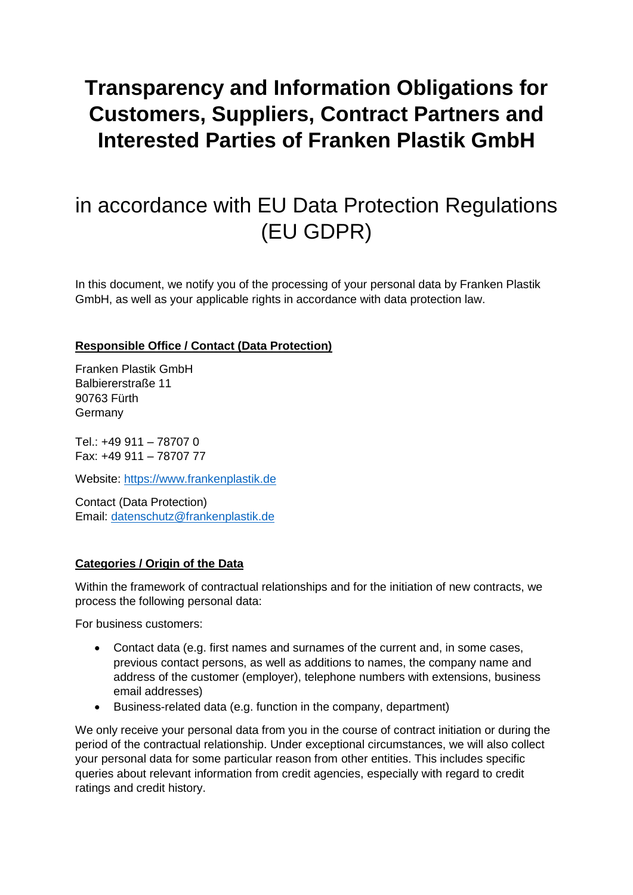# Transparency and Information Obligations for Customers, Suppliers, Contract Partners and Interested Parties of Franken Plastik GmbH

## in accordance with EU Data Protection Regulations (EU GDPR)

In this document, we notify you of the processing of your personal data by Franken Plastik GmbH, as well as your applicable rights in accordance with data protection law.

### Responsible Office / Contact (Data Protection)

Franken Plastik GmbH
Balbiererstraße 11
90763 Fürth
Germany

Tel.: +49 911 – 78707 0
Fax: +49 911 – 78707 77

Website: https://www.frankenplastik.de

Contact (Data Protection)
Email: datenschutz@frankenplastik.de

### Categories / Origin of the Data

Within the framework of contractual relationships and for the initiation of new contracts, we process the following personal data:

For business customers:

- Contact data (e.g. first names and surnames of the current and, in some cases, previous contact persons, as well as additions to names, the company name and address of the customer (employer), telephone numbers with extensions, business email addresses)
- Business-related data (e.g. function in the company, department)

We only receive your personal data from you in the course of contract initiation or during the period of the contractual relationship. Under exceptional circumstances, we will also collect your personal data for some particular reason from other entities. This includes specific queries about relevant information from credit agencies, especially with regard to credit ratings and credit history.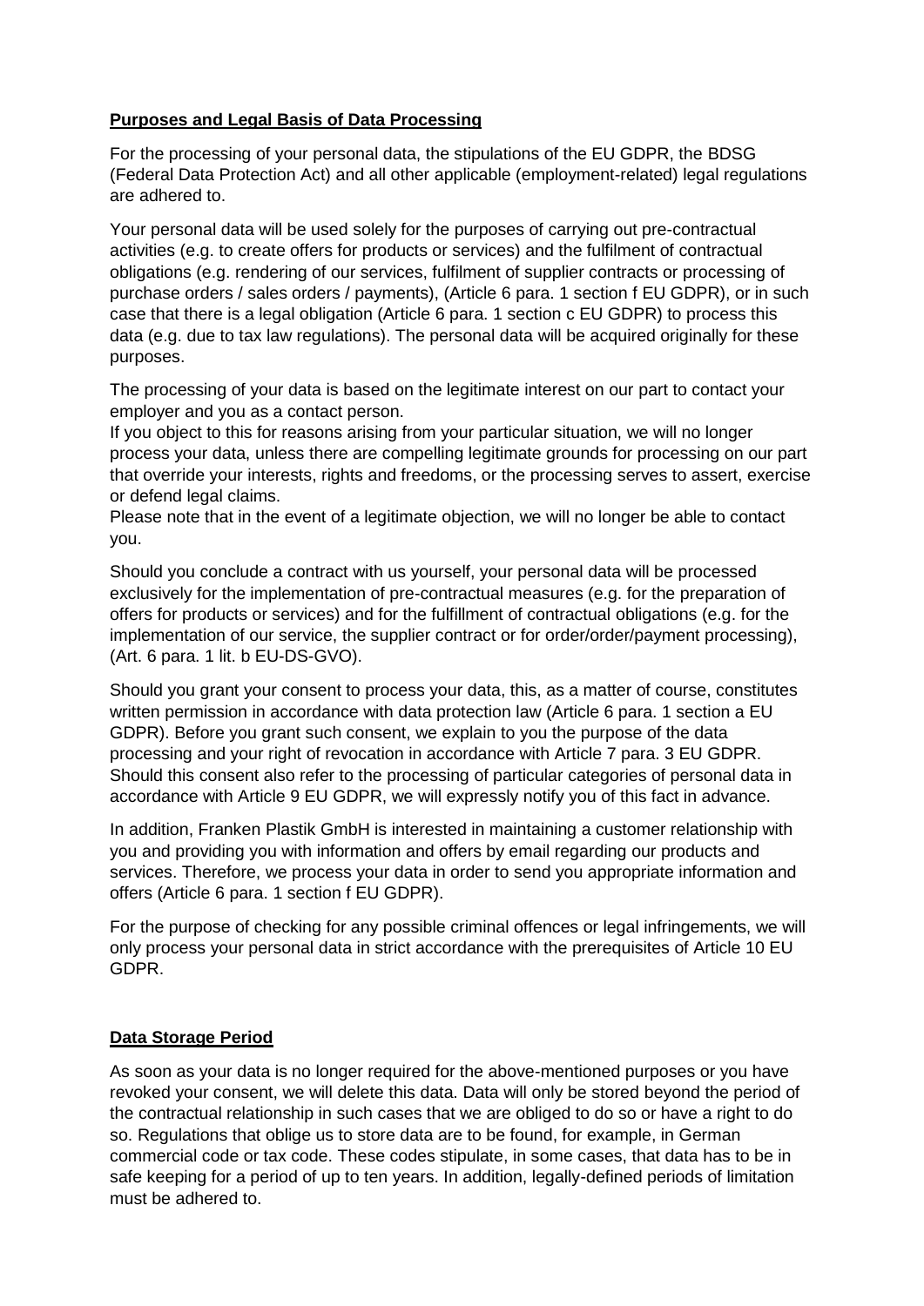## Purposes and Legal Basis of Data Processing

For the processing of your personal data, the stipulations of the EU GDPR, the BDSG (Federal Data Protection Act) and all other applicable (employment-related) legal regulations are adhered to.

Your personal data will be used solely for the purposes of carrying out pre-contractual activities (e.g. to create offers for products or services) and the fulfilment of contractual obligations (e.g. rendering of our services, fulfilment of supplier contracts or processing of purchase orders / sales orders / payments), (Article 6 para. 1 section f EU GDPR), or in such case that there is a legal obligation (Article 6 para. 1 section c EU GDPR) to process this data (e.g. due to tax law regulations). The personal data will be acquired originally for these purposes.

The processing of your data is based on the legitimate interest on our part to contact your employer and you as a contact person.
If you object to this for reasons arising from your particular situation, we will no longer process your data, unless there are compelling legitimate grounds for processing on our part that override your interests, rights and freedoms, or the processing serves to assert, exercise or defend legal claims.
Please note that in the event of a legitimate objection, we will no longer be able to contact you.

Should you conclude a contract with us yourself, your personal data will be processed exclusively for the implementation of pre-contractual measures (e.g. for the preparation of offers for products or services) and for the fulfillment of contractual obligations (e.g. for the implementation of our service, the supplier contract or for order/order/payment processing), (Art. 6 para. 1 lit. b EU-DS-GVO).

Should you grant your consent to process your data, this, as a matter of course, constitutes written permission in accordance with data protection law (Article 6 para. 1 section a EU GDPR). Before you grant such consent, we explain to you the purpose of the data processing and your right of revocation in accordance with Article 7 para. 3 EU GDPR. Should this consent also refer to the processing of particular categories of personal data in accordance with Article 9 EU GDPR, we will expressly notify you of this fact in advance.

In addition, Franken Plastik GmbH is interested in maintaining a customer relationship with you and providing you with information and offers by email regarding our products and services. Therefore, we process your data in order to send you appropriate information and offers (Article 6 para. 1 section f EU GDPR).

For the purpose of checking for any possible criminal offences or legal infringements, we will only process your personal data in strict accordance with the prerequisites of Article 10 EU GDPR.

## Data Storage Period

As soon as your data is no longer required for the above-mentioned purposes or you have revoked your consent, we will delete this data. Data will only be stored beyond the period of the contractual relationship in such cases that we are obliged to do so or have a right to do so. Regulations that oblige us to store data are to be found, for example, in German commercial code or tax code. These codes stipulate, in some cases, that data has to be in safe keeping for a period of up to ten years. In addition, legally-defined periods of limitation must be adhered to.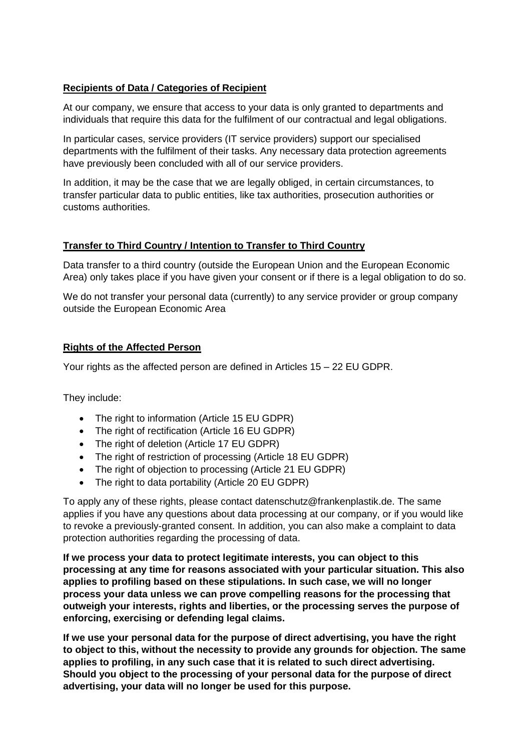## **Recipients of Data / Categories of Recipient**

At our company, we ensure that access to your data is only granted to departments and individuals that require this data for the fulfilment of our contractual and legal obligations.

In particular cases, service providers (IT service providers) support our specialised departments with the fulfilment of their tasks. Any necessary data protection agreements have previously been concluded with all of our service providers.

In addition, it may be the case that we are legally obliged, in certain circumstances, to transfer particular data to public entities, like tax authorities, prosecution authorities or customs authorities.

## **Transfer to Third Country / Intention to Transfer to Third Country**

Data transfer to a third country (outside the European Union and the European Economic Area) only takes place if you have given your consent or if there is a legal obligation to do so.

We do not transfer your personal data (currently) to any service provider or group company outside the European Economic Area

## **Rights of the Affected Person**

Your rights as the affected person are defined in Articles 15 – 22 EU GDPR.

They include:

- The right to information (Article 15 EU GDPR)
- The right of rectification (Article 16 EU GDPR)
- The right of deletion (Article 17 EU GDPR)
- The right of restriction of processing (Article 18 EU GDPR)
- The right of objection to processing (Article 21 EU GDPR)
- The right to data portability (Article 20 EU GDPR)

To apply any of these rights, please contact datenschutz@frankenplastik.de. The same applies if you have any questions about data processing at our company, or if you would like to revoke a previously-granted consent. In addition, you can also make a complaint to data protection authorities regarding the processing of data.

**If we process your data to protect legitimate interests, you can object to this processing at any time for reasons associated with your particular situation. This also applies to profiling based on these stipulations. In such case, we will no longer process your data unless we can prove compelling reasons for the processing that outweigh your interests, rights and liberties, or the processing serves the purpose of enforcing, exercising or defending legal claims.**

**If we use your personal data for the purpose of direct advertising, you have the right to object to this, without the necessity to provide any grounds for objection. The same applies to profiling, in any such case that it is related to such direct advertising. Should you object to the processing of your personal data for the purpose of direct advertising, your data will no longer be used for this purpose.**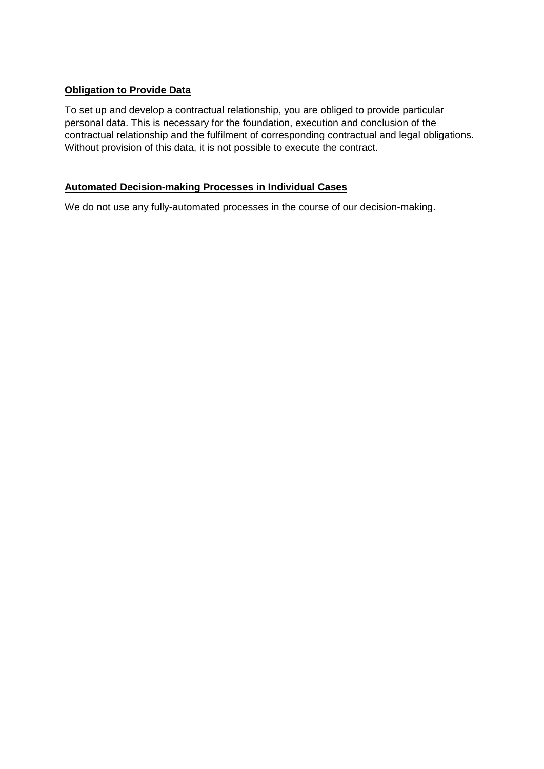**Obligation to Provide Data**

To set up and develop a contractual relationship, you are obliged to provide particular personal data. This is necessary for the foundation, execution and conclusion of the contractual relationship and the fulfilment of corresponding contractual and legal obligations. Without provision of this data, it is not possible to execute the contract.

**Automated Decision-making Processes in Individual Cases**

We do not use any fully-automated processes in the course of our decision-making.